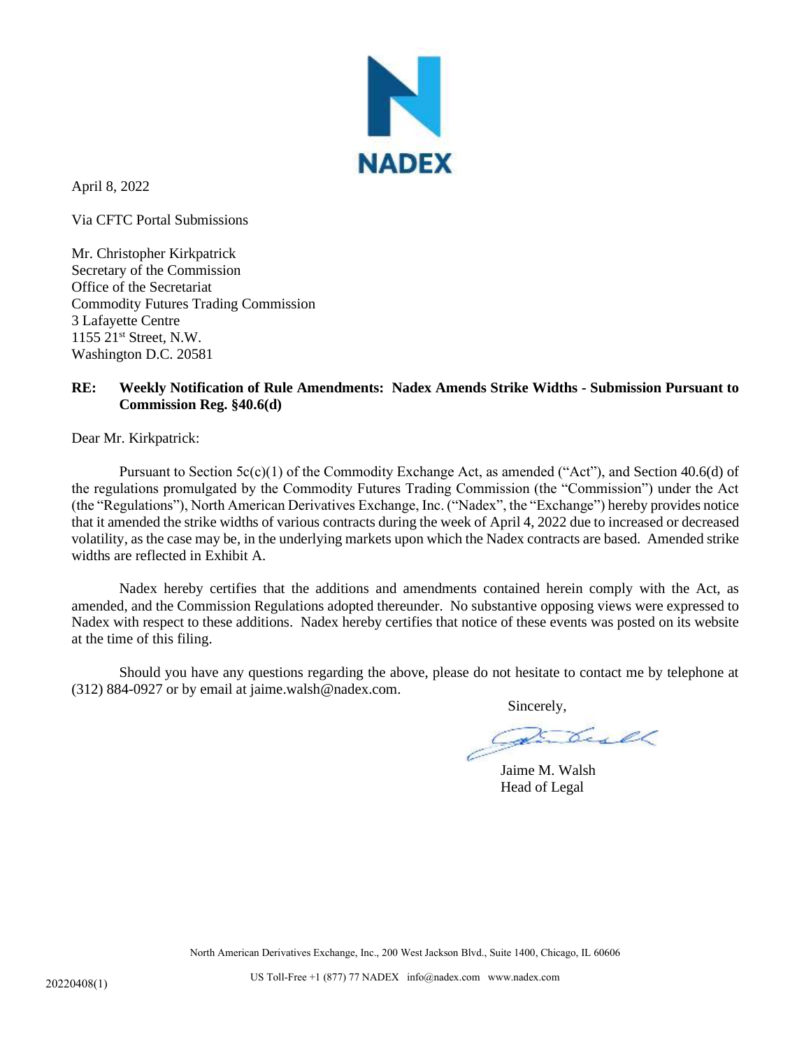NADEX

April 8, 2022

Via CFTC Portal Submissions

Mr. Christopher Kirkpatrick
Secretary of the Commission
Office of the Secretariat
Commodity Futures Trading Commission
3 Lafayette Centre
1155 21st Street, N.W.
Washington D.C. 20581

**RE: Weekly Notification of Rule Amendments: Nadex Amends Strike Widths - Submission Pursuant to Commission Reg. §40.6(d)**

Dear Mr. Kirkpatrick:

Pursuant to Section 5c(c)(1) of the Commodity Exchange Act, as amended ("Act"), and Section 40.6(d) of the regulations promulgated by the Commodity Futures Trading Commission (the "Commission") under the Act (the "Regulations"), North American Derivatives Exchange, Inc. ("Nadex", the "Exchange") hereby provides notice that it amended the strike widths of various contracts during the week of April 4, 2022 due to increased or decreased volatility, as the case may be, in the underlying markets upon which the Nadex contracts are based. Amended strike widths are reflected in Exhibit A.

Nadex hereby certifies that the additions and amendments contained herein comply with the Act, as amended, and the Commission Regulations adopted thereunder. No substantive opposing views were expressed to Nadex with respect to these additions. Nadex hereby certifies that notice of these events was posted on its website at the time of this filing.

Should you have any questions regarding the above, please do not hesitate to contact me by telephone at (312) 884-0927 or by email at jaime.walsh@nadex.com.

Sincerely,

Jaime M. Walsh
Head of Legal

North American Derivatives Exchange, Inc., 200 West Jackson Blvd., Suite 1400, Chicago, IL 60606

US Toll-Free +1 (877) 77 NADEX info@nadex.com www.nadex.com

20220408(1)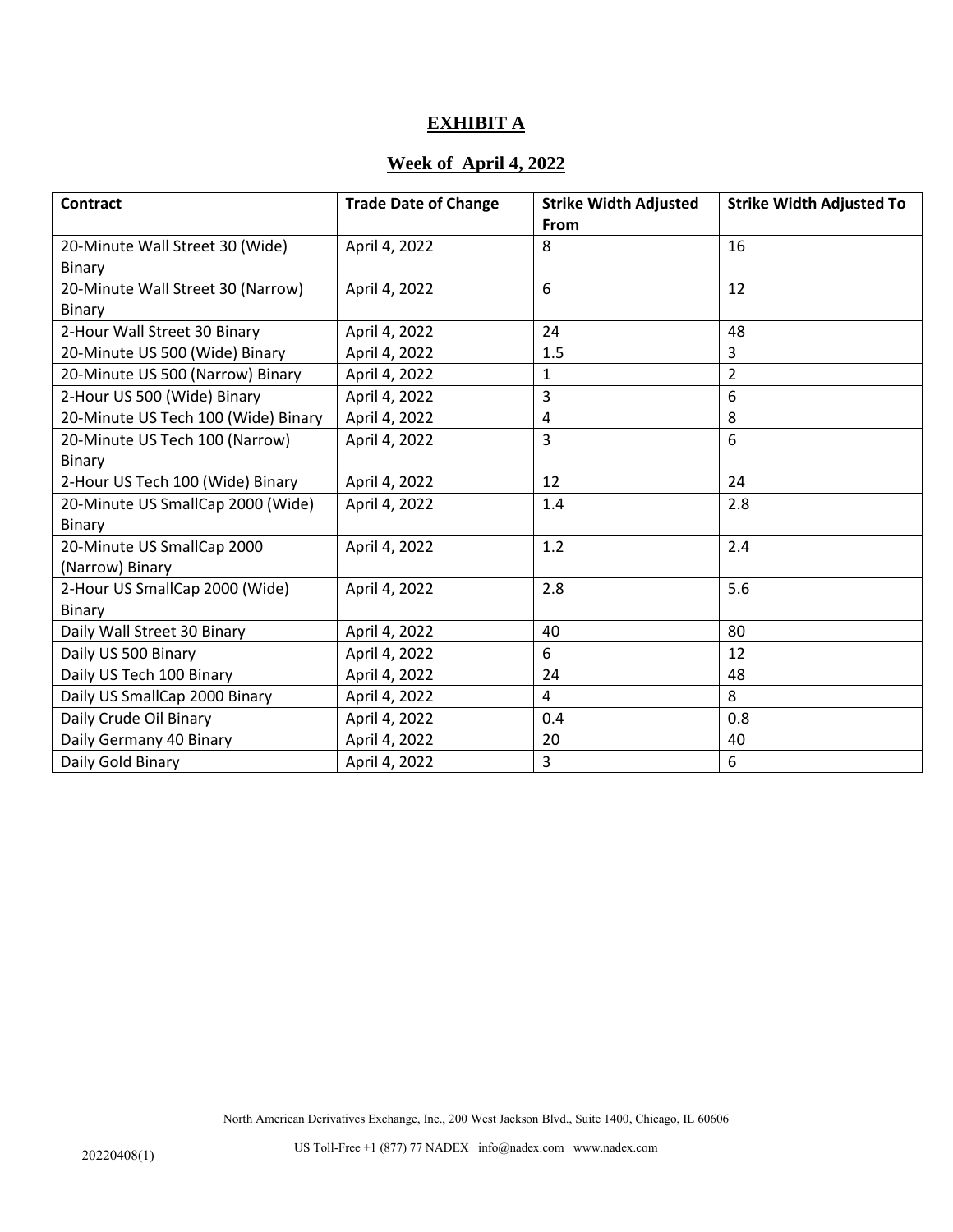# EXHIBIT A

## Week of April 4, 2022

| Contract | Trade Date of Change | Strike Width Adjusted From | Strike Width Adjusted To |
|---|---|---|---|
| 20-Minute Wall Street 30 (Wide) Binary | April 4, 2022 | 8 | 16 |
| 20-Minute Wall Street 30 (Narrow) Binary | April 4, 2022 | 6 | 12 |
| 2-Hour Wall Street 30 Binary | April 4, 2022 | 24 | 48 |
| 20-Minute US 500 (Wide) Binary | April 4, 2022 | 1.5 | 3 |
| 20-Minute US 500 (Narrow) Binary | April 4, 2022 | 1 | 2 |
| 2-Hour US 500 (Wide) Binary | April 4, 2022 | 3 | 6 |
| 20-Minute US Tech 100 (Wide) Binary | April 4, 2022 | 4 | 8 |
| 20-Minute US Tech 100 (Narrow) Binary | April 4, 2022 | 3 | 6 |
| 2-Hour US Tech 100 (Wide) Binary | April 4, 2022 | 12 | 24 |
| 20-Minute US SmallCap 2000 (Wide) Binary | April 4, 2022 | 1.4 | 2.8 |
| 20-Minute US SmallCap 2000 (Narrow) Binary | April 4, 2022 | 1.2 | 2.4 |
| 2-Hour US SmallCap 2000 (Wide) Binary | April 4, 2022 | 2.8 | 5.6 |
| Daily Wall Street 30 Binary | April 4, 2022 | 40 | 80 |
| Daily US 500 Binary | April 4, 2022 | 6 | 12 |
| Daily US Tech 100 Binary | April 4, 2022 | 24 | 48 |
| Daily US SmallCap 2000 Binary | April 4, 2022 | 4 | 8 |
| Daily Crude Oil Binary | April 4, 2022 | 0.4 | 0.8 |
| Daily Germany 40 Binary | April 4, 2022 | 20 | 40 |
| Daily Gold Binary | April 4, 2022 | 3 | 6 |

North American Derivatives Exchange, Inc., 200 West Jackson Blvd., Suite 1400, Chicago, IL 60606

US Toll-Free +1 (877) 77 NADEX info@nadex.com www.nadex.com

20220408(1)